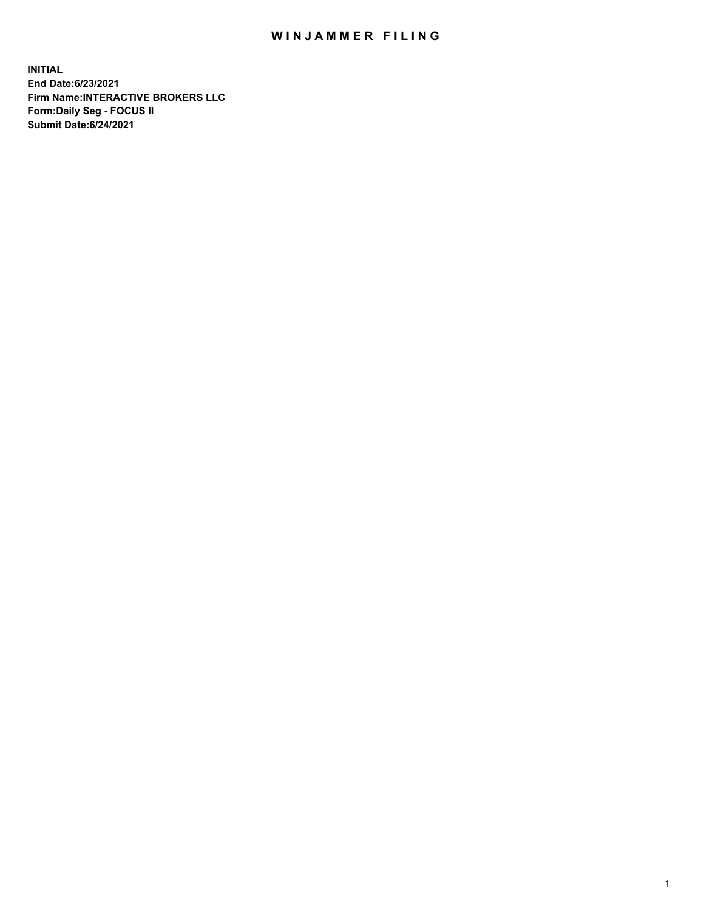# WINJAMMER FILING

**INITIAL**
**End Date:6/23/2021**
**Firm Name:INTERACTIVE BROKERS LLC**
**Form:Daily Seg - FOCUS II**
**Submit Date:6/24/2021**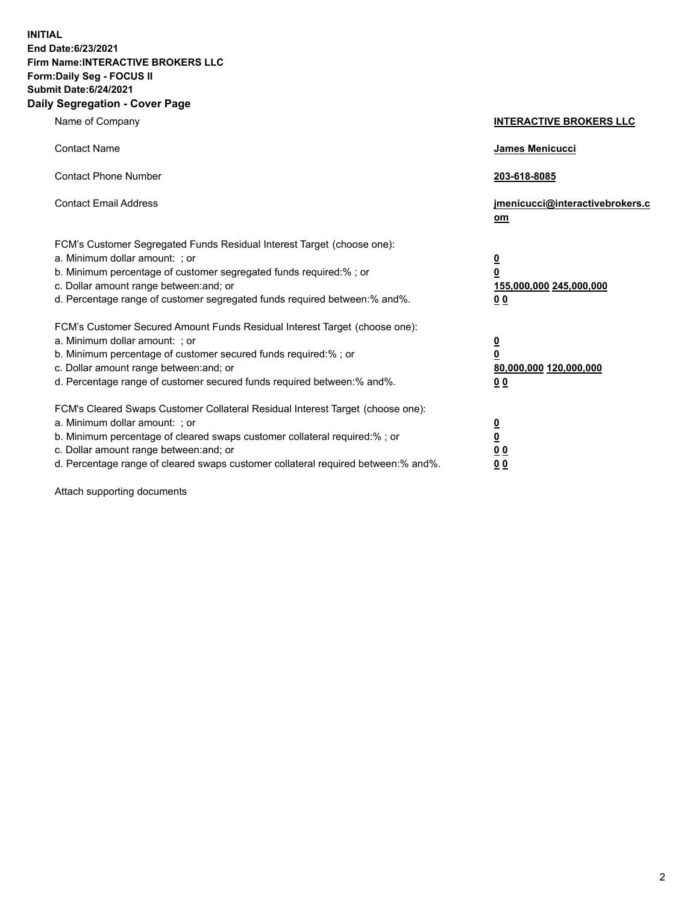**INITIAL**
**End Date:6/23/2021**
**Firm Name:INTERACTIVE BROKERS LLC**
**Form:Daily Seg - FOCUS II**
**Submit Date:6/24/2021**
**Daily Segregation - Cover Page**

| | |
|---|---|
| Name of Company | **INTERACTIVE BROKERS LLC** |
| Contact Name | **James Menicucci** |
| Contact Phone Number | **203-618-8085** |
| Contact Email Address | **jmenicucci@interactivebrokers.com** |
| FCM's Customer Segregated Funds Residual Interest Target (choose one): | |
| a. Minimum dollar amount: ; or | **0** |
| b. Minimum percentage of customer segregated funds required:% ; or | **0** |
| c. Dollar amount range between:and; or | **155,000,000 245,000,000** |
| d. Percentage range of customer segregated funds required between:% and%. | **0 0** |
| FCM's Customer Secured Amount Funds Residual Interest Target (choose one): | |
| a. Minimum dollar amount: ; or | **0** |
| b. Minimum percentage of customer secured funds required:% ; or | **0** |
| c. Dollar amount range between:and; or | **80,000,000 120,000,000** |
| d. Percentage range of customer secured funds required between:% and%. | **0 0** |
| FCM's Cleared Swaps Customer Collateral Residual Interest Target (choose one): | |
| a. Minimum dollar amount: ; or | **0** |
| b. Minimum percentage of cleared swaps customer collateral required:% ; or | **0** |
| c. Dollar amount range between:and; or | **0 0** |
| d. Percentage range of cleared swaps customer collateral required between:% and%. | **0 0** |

Attach supporting documents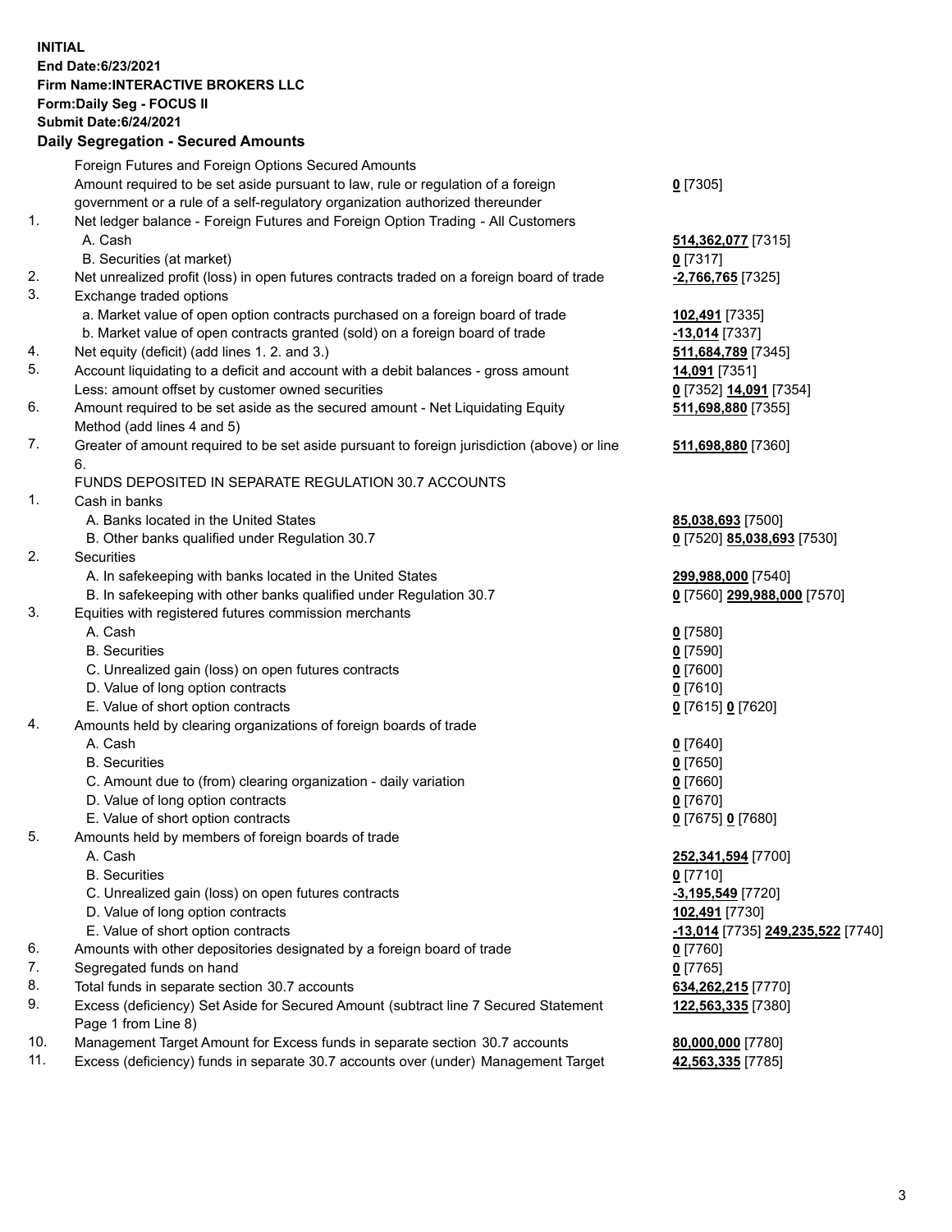**INITIAL**
**End Date:6/23/2021**
**Firm Name:INTERACTIVE BROKERS LLC**
**Form:Daily Seg - FOCUS II**
**Submit Date:6/24/2021**

### Daily Segregation - Secured Amounts

| | | |
|---|---|---|
| | Foreign Futures and Foreign Options Secured Amounts | |
| | Amount required to be set aside pursuant to law, rule or regulation of a foreign government or a rule of a self-regulatory organization authorized thereunder | **0** [7305] |
| 1. | Net ledger balance - Foreign Futures and Foreign Option Trading - All Customers | |
| | A. Cash | **514,362,077** [7315] |
| | B. Securities (at market) | **0** [7317] |
| 2. | Net unrealized profit (loss) in open futures contracts traded on a foreign board of trade | **-2,766,765** [7325] |
| 3. | Exchange traded options | |
| | a. Market value of open option contracts purchased on a foreign board of trade | **102,491** [7335] |
| | b. Market value of open contracts granted (sold) on a foreign board of trade | **-13,014** [7337] |
| 4. | Net equity (deficit) (add lines 1. 2. and 3.) | **511,684,789** [7345] |
| 5. | Account liquidating to a deficit and account with a debit balances - gross amount | **14,091** [7351] |
| | Less: amount offset by customer owned securities | **0** [7352] **14,091** [7354] |
| 6. | Amount required to be set aside as the secured amount - Net Liquidating Equity Method (add lines 4 and 5) | **511,698,880** [7355] |
| 7. | Greater of amount required to be set aside pursuant to foreign jurisdiction (above) or line 6. | **511,698,880** [7360] |
| | FUNDS DEPOSITED IN SEPARATE REGULATION 30.7 ACCOUNTS | |
| 1. | Cash in banks | |
| | A. Banks located in the United States | **85,038,693** [7500] |
| | B. Other banks qualified under Regulation 30.7 | **0** [7520] **85,038,693** [7530] |
| 2. | Securities | |
| | A. In safekeeping with banks located in the United States | **299,988,000** [7540] |
| | B. In safekeeping with other banks qualified under Regulation 30.7 | **0** [7560] **299,988,000** [7570] |
| 3. | Equities with registered futures commission merchants | |
| | A. Cash | **0** [7580] |
| | B. Securities | **0** [7590] |
| | C. Unrealized gain (loss) on open futures contracts | **0** [7600] |
| | D. Value of long option contracts | **0** [7610] |
| | E. Value of short option contracts | **0** [7615] **0** [7620] |
| 4. | Amounts held by clearing organizations of foreign boards of trade | |
| | A. Cash | **0** [7640] |
| | B. Securities | **0** [7650] |
| | C. Amount due to (from) clearing organization - daily variation | **0** [7660] |
| | D. Value of long option contracts | **0** [7670] |
| | E. Value of short option contracts | **0** [7675] **0** [7680] |
| 5. | Amounts held by members of foreign boards of trade | |
| | A. Cash | **252,341,594** [7700] |
| | B. Securities | **0** [7710] |
| | C. Unrealized gain (loss) on open futures contracts | **-3,195,549** [7720] |
| | D. Value of long option contracts | **102,491** [7730] |
| | E. Value of short option contracts | **-13,014** [7735] **249,235,522** [7740] |
| 6. | Amounts with other depositories designated by a foreign board of trade | **0** [7760] |
| 7. | Segregated funds on hand | **0** [7765] |
| 8. | Total funds in separate section 30.7 accounts | **634,262,215** [7770] |
| 9. | Excess (deficiency) Set Aside for Secured Amount (subtract line 7 Secured Statement Page 1 from Line 8) | **122,563,335** [7380] |
| 10. | Management Target Amount for Excess funds in separate section 30.7 accounts | **80,000,000** [7780] |
| 11. | Excess (deficiency) funds in separate 30.7 accounts over (under) Management Target | **42,563,335** [7785] |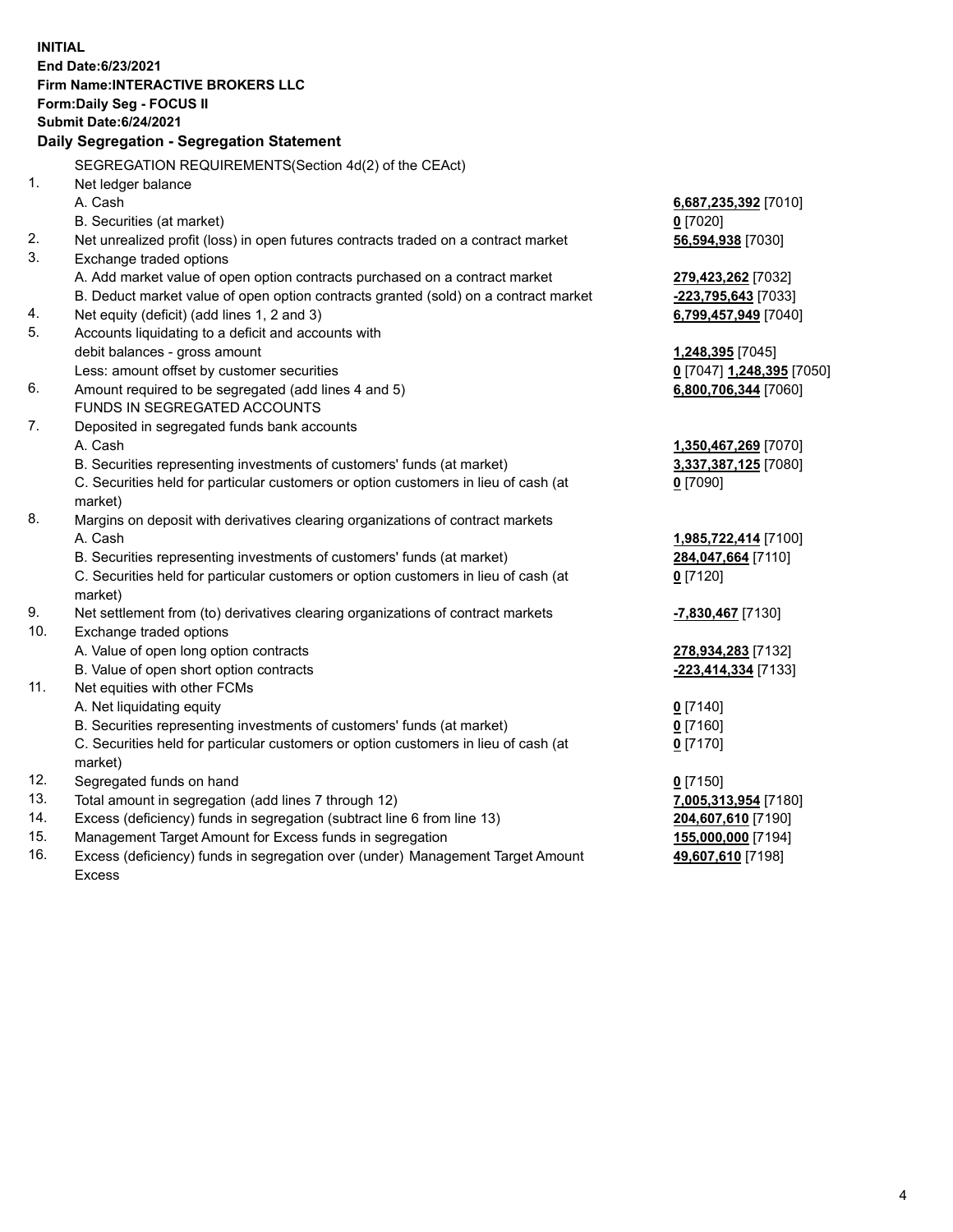**INITIAL**
**End Date:6/23/2021**
**Firm Name:INTERACTIVE BROKERS LLC**
**Form:Daily Seg - FOCUS II**
**Submit Date:6/24/2021**

### Daily Segregation - Segregation Statement

SEGREGATION REQUIREMENTS(Section 4d(2) of the CEAct)

| | | |
|---|---|---|
| 1. | Net ledger balance | |
| | A. Cash | 6,687,235,392 [7010] |
| | B. Securities (at market) | 0 [7020] |
| 2. | Net unrealized profit (loss) in open futures contracts traded on a contract market | 56,594,938 [7030] |
| 3. | Exchange traded options | |
| | A. Add market value of open option contracts purchased on a contract market | 279,423,262 [7032] |
| | B. Deduct market value of open option contracts granted (sold) on a contract market | -223,795,643 [7033] |
| 4. | Net equity (deficit) (add lines 1, 2 and 3) | 6,799,457,949 [7040] |
| 5. | Accounts liquidating to a deficit and accounts with debit balances - gross amount | 1,248,395 [7045] |
| | Less: amount offset by customer securities | 0 [7047] 1,248,395 [7050] |
| 6. | Amount required to be segregated (add lines 4 and 5) | 6,800,706,344 [7060] |
| | FUNDS IN SEGREGATED ACCOUNTS | |
| 7. | Deposited in segregated funds bank accounts | |
| | A. Cash | 1,350,467,269 [7070] |
| | B. Securities representing investments of customers' funds (at market) | 3,337,387,125 [7080] |
| | C. Securities held for particular customers or option customers in lieu of cash (at market) | 0 [7090] |
| 8. | Margins on deposit with derivatives clearing organizations of contract markets | |
| | A. Cash | 1,985,722,414 [7100] |
| | B. Securities representing investments of customers' funds (at market) | 284,047,664 [7110] |
| | C. Securities held for particular customers or option customers in lieu of cash (at market) | 0 [7120] |
| 9. | Net settlement from (to) derivatives clearing organizations of contract markets | -7,830,467 [7130] |
| 10. | Exchange traded options | |
| | A. Value of open long option contracts | 278,934,283 [7132] |
| | B. Value of open short option contracts | -223,414,334 [7133] |
| 11. | Net equities with other FCMs | |
| | A. Net liquidating equity | 0 [7140] |
| | B. Securities representing investments of customers' funds (at market) | 0 [7160] |
| | C. Securities held for particular customers or option customers in lieu of cash (at market) | 0 [7170] |
| 12. | Segregated funds on hand | 0 [7150] |
| 13. | Total amount in segregation (add lines 7 through 12) | 7,005,313,954 [7180] |
| 14. | Excess (deficiency) funds in segregation (subtract line 6 from line 13) | 204,607,610 [7190] |
| 15. | Management Target Amount for Excess funds in segregation | 155,000,000 [7194] |
| 16. | Excess (deficiency) funds in segregation over (under) Management Target Amount Excess | 49,607,610 [7198] |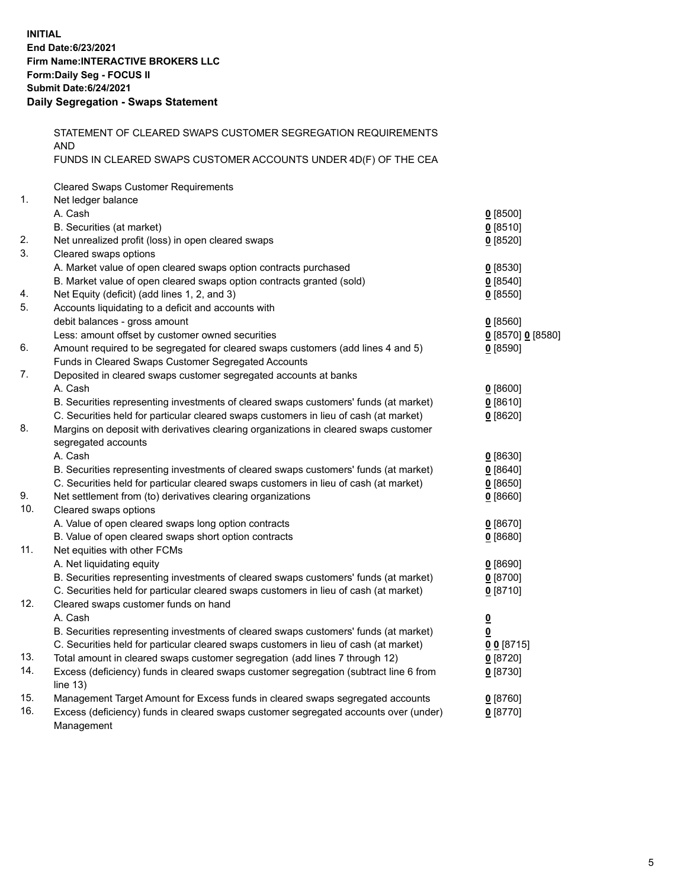**INITIAL**
**End Date:6/23/2021**
**Firm Name:INTERACTIVE BROKERS LLC**
**Form:Daily Seg - FOCUS II**
**Submit Date:6/24/2021**
**Daily Segregation - Swaps Statement**

STATEMENT OF CLEARED SWAPS CUSTOMER SEGREGATION REQUIREMENTS AND FUNDS IN CLEARED SWAPS CUSTOMER ACCOUNTS UNDER 4D(F) OF THE CEA

| | | |
|---|---|---|
| | Cleared Swaps Customer Requirements | |
| 1. | Net ledger balance | |
| | A. Cash | 0 [8500] |
| | B. Securities (at market) | 0 [8510] |
| 2. | Net unrealized profit (loss) in open cleared swaps | 0 [8520] |
| 3. | Cleared swaps options | |
| | A. Market value of open cleared swaps option contracts purchased | 0 [8530] |
| | B. Market value of open cleared swaps option contracts granted (sold) | 0 [8540] |
| 4. | Net Equity (deficit) (add lines 1, 2, and 3) | 0 [8550] |
| 5. | Accounts liquidating to a deficit and accounts with | |
| | debit balances - gross amount | 0 [8560] |
| | Less: amount offset by customer owned securities | 0 [8570] 0 [8580] |
| 6. | Amount required to be segregated for cleared swaps customers (add lines 4 and 5) | 0 [8590] |
| | Funds in Cleared Swaps Customer Segregated Accounts | |
| 7. | Deposited in cleared swaps customer segregated accounts at banks | |
| | A. Cash | 0 [8600] |
| | B. Securities representing investments of cleared swaps customers' funds (at market) | 0 [8610] |
| | C. Securities held for particular cleared swaps customers in lieu of cash (at market) | 0 [8620] |
| 8. | Margins on deposit with derivatives clearing organizations in cleared swaps customer segregated accounts | |
| | A. Cash | 0 [8630] |
| | B. Securities representing investments of cleared swaps customers' funds (at market) | 0 [8640] |
| | C. Securities held for particular cleared swaps customers in lieu of cash (at market) | 0 [8650] |
| 9. | Net settlement from (to) derivatives clearing organizations | 0 [8660] |
| 10. | Cleared swaps options | |
| | A. Value of open cleared swaps long option contracts | 0 [8670] |
| | B. Value of open cleared swaps short option contracts | 0 [8680] |
| 11. | Net equities with other FCMs | |
| | A. Net liquidating equity | 0 [8690] |
| | B. Securities representing investments of cleared swaps customers' funds (at market) | 0 [8700] |
| | C. Securities held for particular cleared swaps customers in lieu of cash (at market) | 0 [8710] |
| 12. | Cleared swaps customer funds on hand | |
| | A. Cash | 0 |
| | B. Securities representing investments of cleared swaps customers' funds (at market) | 0 |
| | C. Securities held for particular cleared swaps customers in lieu of cash (at market) | 0 0 [8715] |
| 13. | Total amount in cleared swaps customer segregation (add lines 7 through 12) | 0 [8720] |
| 14. | Excess (deficiency) funds in cleared swaps customer segregation (subtract line 6 from line 13) | 0 [8730] |
| 15. | Management Target Amount for Excess funds in cleared swaps segregated accounts | 0 [8760] |
| 16. | Excess (deficiency) funds in cleared swaps customer segregated accounts over (under) Management | 0 [8770] |